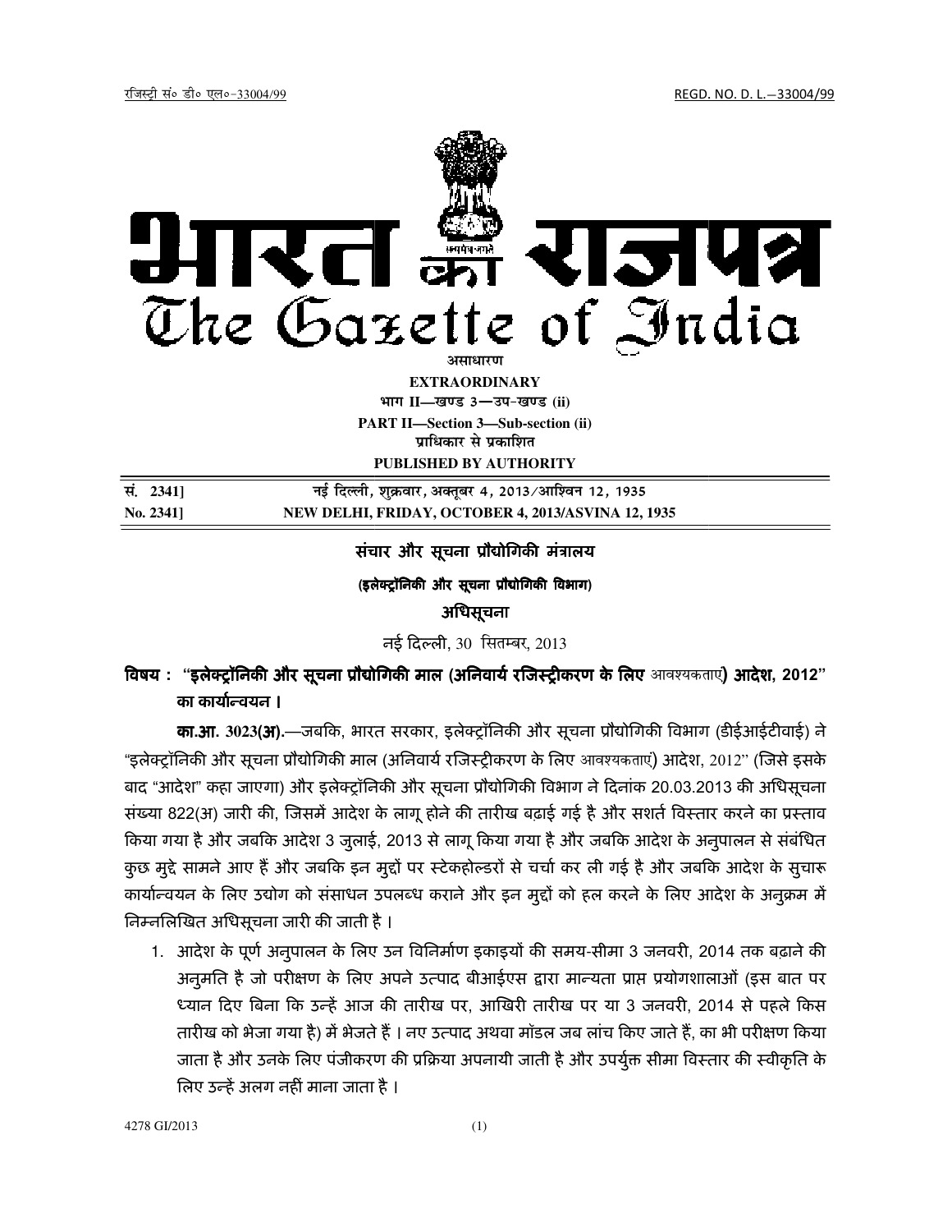रजिस्ट्री सं॰ डी॰ एल॰-33004/99 REGD. NO. D. L.-33004/99

# भारत का राजपत्र
# The Gazette of India

**असाधारण**

**EXTRAORDINARY**

**भाग II—खण्ड 3—उप-खण्ड (ii)**

**PART II—Section 3—Sub-section (ii)**

**प्राधिकार से प्रकाशित**

**PUBLISHED BY AUTHORITY**

| सं. 2341] | नई दिल्ली, शुक्रवार, अक्तूबर 4, 2013/आश्विन 12, 1935 |
|---|---|
| **No. 2341]** | **NEW DELHI, FRIDAY, OCTOBER 4, 2013/ASVINA 12, 1935** |

## संचार और सूचना प्रौद्योगिकी मंत्रालय

**(इलेक्ट्रॉनिकी और सूचना प्रौद्योगिकी विभाग)**

**अधिसूचना**

नई दिल्ली, 30 सितम्बर, 2013

**विषय : "इलेक्ट्रॉनिकी और सूचना प्रौद्योगिकी माल (अनिवार्य रजिस्ट्रीकरण के लिए** आवश्यकताएं**) आदेश, 2012" का कार्यान्वयन ।**

**का.आ. 3023(अ).**—जबकि, भारत सरकार, इलेक्ट्रॉनिकी और सूचना प्रौद्योगिकी विभाग (डीईआईटीवाई) ने "इलेक्ट्रॉनिकी और सूचना प्रौद्योगिकी माल (अनिवार्य रजिस्ट्रीकरण के लिए आवश्यकताएं) आदेश, 2012" (जिसे इसके बाद "आदेश" कहा जाएगा) और इलेक्ट्रॉनिकी और सूचना प्रौद्योगिकी विभाग ने दिनांक 20.03.2013 की अधिसूचना संख्या 822(अ) जारी की, जिसमें आदेश के लागू होने की तारीख बढ़ाई गई है और सशर्त विस्तार करने का प्रस्ताव किया गया है और जबकि आदेश 3 जुलाई, 2013 से लागू किया गया है और जबकि आदेश के अनुपालन से संबंधित कुछ मुद्दे सामने आए हैं और जबकि इन मुद्दों पर स्टेकहोल्डरों से चर्चा कर ली गई है और जबकि आदेश के सुचारू कार्यान्वयन के लिए उद्योग को संसाधन उपलब्ध कराने और इन मुद्दों को हल करने के लिए आदेश के अनुक्रम में निम्नलिखित अधिसूचना जारी की जाती है ।

1. आदेश के पूर्ण अनुपालन के लिए उन विनिर्माण इकाइयों की समय-सीमा 3 जनवरी, 2014 तक बढ़ाने की अनुमति है जो परीक्षण के लिए अपने उत्पाद बीआईएस द्वारा मान्यता प्राप्त प्रयोगशालाओं (इस बात पर ध्यान दिए बिना कि उन्हें आज की तारीख पर, आखिरी तारीख पर या 3 जनवरी, 2014 से पहले किस तारीख को भेजा गया है) में भेजते हैं । नए उत्पाद अथवा मॉडल जब लांच किए जाते हैं, का भी परीक्षण किया जाता है और उनके लिए पंजीकरण की प्रक्रिया अपनायी जाती है और उपर्युक्त सीमा विस्तार की स्वीकृति के लिए उन्हें अलग नहीं माना जाता है ।

4278 GI/2013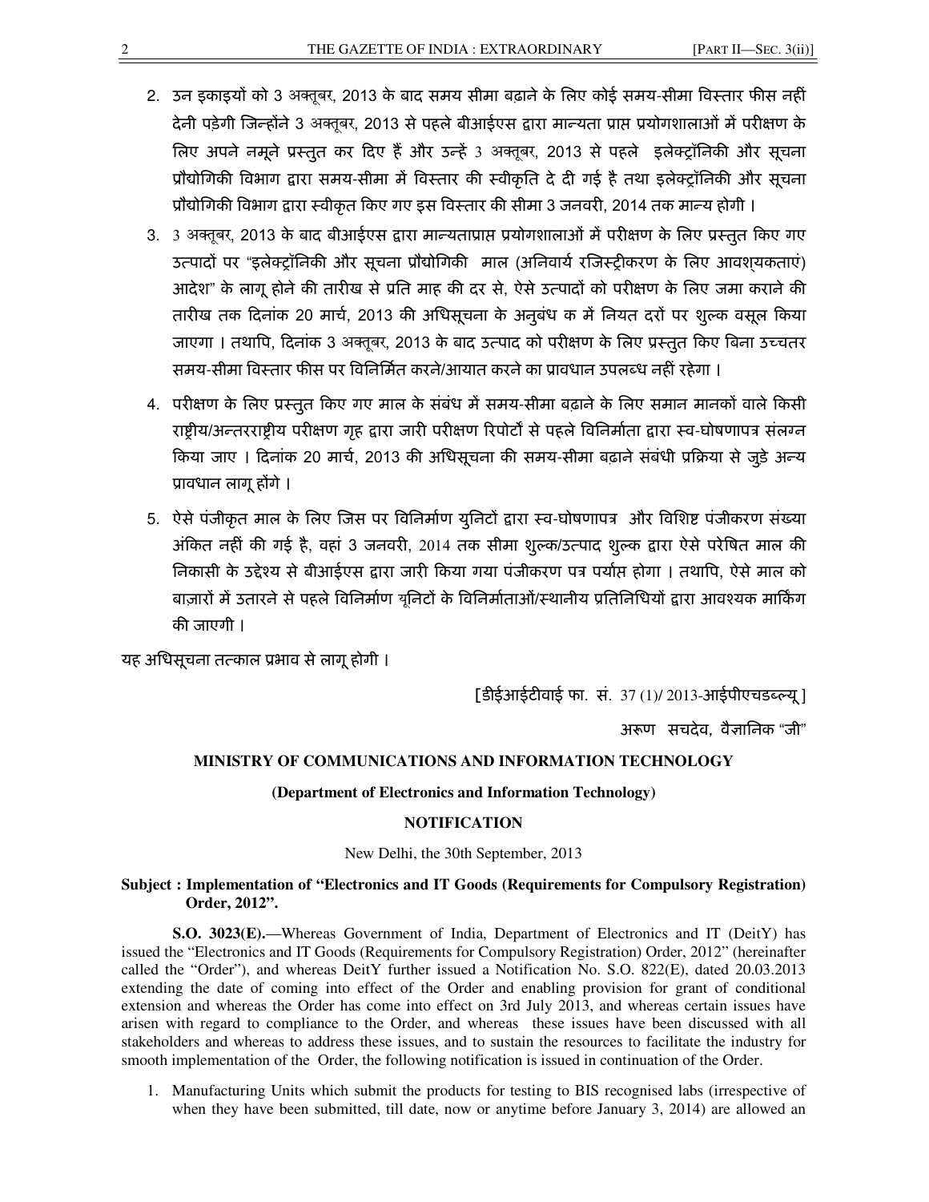2. उन इकाइयों को 3 अक्तूबर, 2013 के बाद समय सीमा बढ़ाने के लिए कोई समय-सीमा विस्तार फीस नहीं देनी पड़ेगी जिन्होंने 3 अक्तूबर, 2013 से पहले बीआईएस द्वारा मान्यता प्राप्त प्रयोगशालाओं में परीक्षण के लिए अपने नमूने प्रस्तुत कर दिए हैं और उन्हें 3 अक्तूबर, 2013 से पहले इलेक्ट्रॉनिकी और सूचना प्रौद्योगिकी विभाग द्वारा समय-सीमा में विस्तार की स्वीकृति दे दी गई है तथा इलेक्ट्रॉनिकी और सूचना प्रौद्योगिकी विभाग द्वारा स्वीकृत किए गए इस विस्तार की सीमा 3 जनवरी, 2014 तक मान्य होगी।

3. 3 अक्तूबर, 2013 के बाद बीआईएस द्वारा मान्यताप्राप्त प्रयोगशालाओं में परीक्षण के लिए प्रस्तुत किए गए उत्पादों पर "इलेक्ट्रॉनिकी और सूचना प्रौद्योगिकी माल (अनिवार्य रजिस्ट्रीकरण के लिए आवश्यकताएं) आदेश" के लागू होने की तारीख से प्रति माह की दर से, ऐसे उत्पादों को परीक्षण के लिए जमा कराने की तारीख तक दिनांक 20 मार्च, 2013 की अधिसूचना के अनुबंध क में नियत दरों पर शुल्क वसूल किया जाएगा। तथापि, दिनांक 3 अक्तूबर, 2013 के बाद उत्पाद को परीक्षण के लिए प्रस्तुत किए बिना उच्चतर समय-सीमा विस्तार फीस पर विनिर्मित करने/आयात करने का प्रावधान उपलब्ध नहीं रहेगा।

4. परीक्षण के लिए प्रस्तुत किए गए माल के संबंध में समय-सीमा बढ़ाने के लिए समान मानकों वाले किसी राष्ट्रीय/अन्तरराष्ट्रीय परीक्षण गृह द्वारा जारी परीक्षण रिपोर्टों से पहले विनिर्माता द्वारा स्व-घोषणापत्र संलग्न किया जाए। दिनांक 20 मार्च, 2013 की अधिसूचना की समय-सीमा बढ़ाने संबंधी प्रक्रिया से जुड़े अन्य प्रावधान लागू होंगे।

5. ऐसे पंजीकृत माल के लिए जिस पर विनिर्माण युनिटों द्वारा स्व-घोषणापत्र और विशिष्ट पंजीकरण संख्या अंकित नहीं की गई है, वहां 3 जनवरी, 2014 तक सीमा शुल्क/उत्पाद शुल्क द्वारा ऐसे परेषित माल की निकासी के उद्देश्य से बीआईएस द्वारा जारी किया गया पंजीकरण पत्र पर्याप्त होगा। तथापि, ऐसे माल को बाज़ारों में उतारने से पहले विनिर्माण यूनिटों के विनिर्माताओं/स्थानीय प्रतिनिधियों द्वारा आवश्यक मार्किंग की जाएगी।

यह अधिसूचना तत्काल प्रभाव से लागू होगी।

[डीईआईटीवाई फा. सं. 37 (1)/ 2013-आईपीएचडब्ल्यू]

अरूण सचदेव, वैज्ञानिक "जी"

**MINISTRY OF COMMUNICATIONS AND INFORMATION TECHNOLOGY**

**(Department of Electronics and Information Technology)**

**NOTIFICATION**

New Delhi, the 30th September, 2013

**Subject : Implementation of "Electronics and IT Goods (Requirements for Compulsory Registration) Order, 2012".**

**S.O. 3023(E).**—Whereas Government of India, Department of Electronics and IT (DeitY) has issued the "Electronics and IT Goods (Requirements for Compulsory Registration) Order, 2012" (hereinafter called the "Order"), and whereas DeitY further issued a Notification No. S.O. 822(E), dated 20.03.2013 extending the date of coming into effect of the Order and enabling provision for grant of conditional extension and whereas the Order has come into effect on 3rd July 2013, and whereas certain issues have arisen with regard to compliance to the Order, and whereas these issues have been discussed with all stakeholders and whereas to address these issues, and to sustain the resources to facilitate the industry for smooth implementation of the Order, the following notification is issued in continuation of the Order.

1. Manufacturing Units which submit the products for testing to BIS recognised labs (irrespective of when they have been submitted, till date, now or anytime before January 3, 2014) are allowed an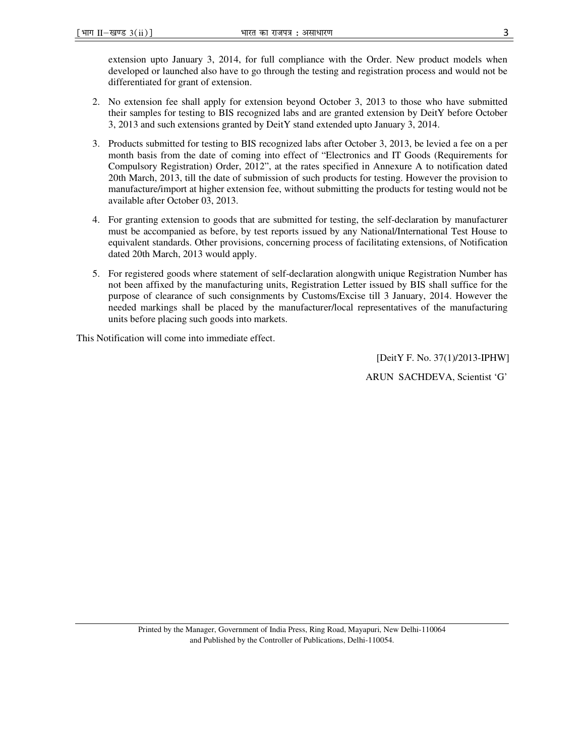extension upto January 3, 2014, for full compliance with the Order. New product models when developed or launched also have to go through the testing and registration process and would not be differentiated for grant of extension.

2. No extension fee shall apply for extension beyond October 3, 2013 to those who have submitted their samples for testing to BIS recognized labs and are granted extension by DeitY before October 3, 2013 and such extensions granted by DeitY stand extended upto January 3, 2014.

3. Products submitted for testing to BIS recognized labs after October 3, 2013, be levied a fee on a per month basis from the date of coming into effect of "Electronics and IT Goods (Requirements for Compulsory Registration) Order, 2012", at the rates specified in Annexure A to notification dated 20th March, 2013, till the date of submission of such products for testing. However the provision to manufacture/import at higher extension fee, without submitting the products for testing would not be available after October 03, 2013.

4. For granting extension to goods that are submitted for testing, the self-declaration by manufacturer must be accompanied as before, by test reports issued by any National/International Test House to equivalent standards. Other provisions, concerning process of facilitating extensions, of Notification dated 20th March, 2013 would apply.

5. For registered goods where statement of self-declaration alongwith unique Registration Number has not been affixed by the manufacturing units, Registration Letter issued by BIS shall suffice for the purpose of clearance of such consignments by Customs/Excise till 3 January, 2014. However the needed markings shall be placed by the manufacturer/local representatives of the manufacturing units before placing such goods into markets.

This Notification will come into immediate effect.

[DeitY F. No. 37(1)/2013-IPHW]

ARUN SACHDEVA, Scientist 'G'

Printed by the Manager, Government of India Press, Ring Road, Mayapuri, New Delhi-110064 and Published by the Controller of Publications, Delhi-110054.